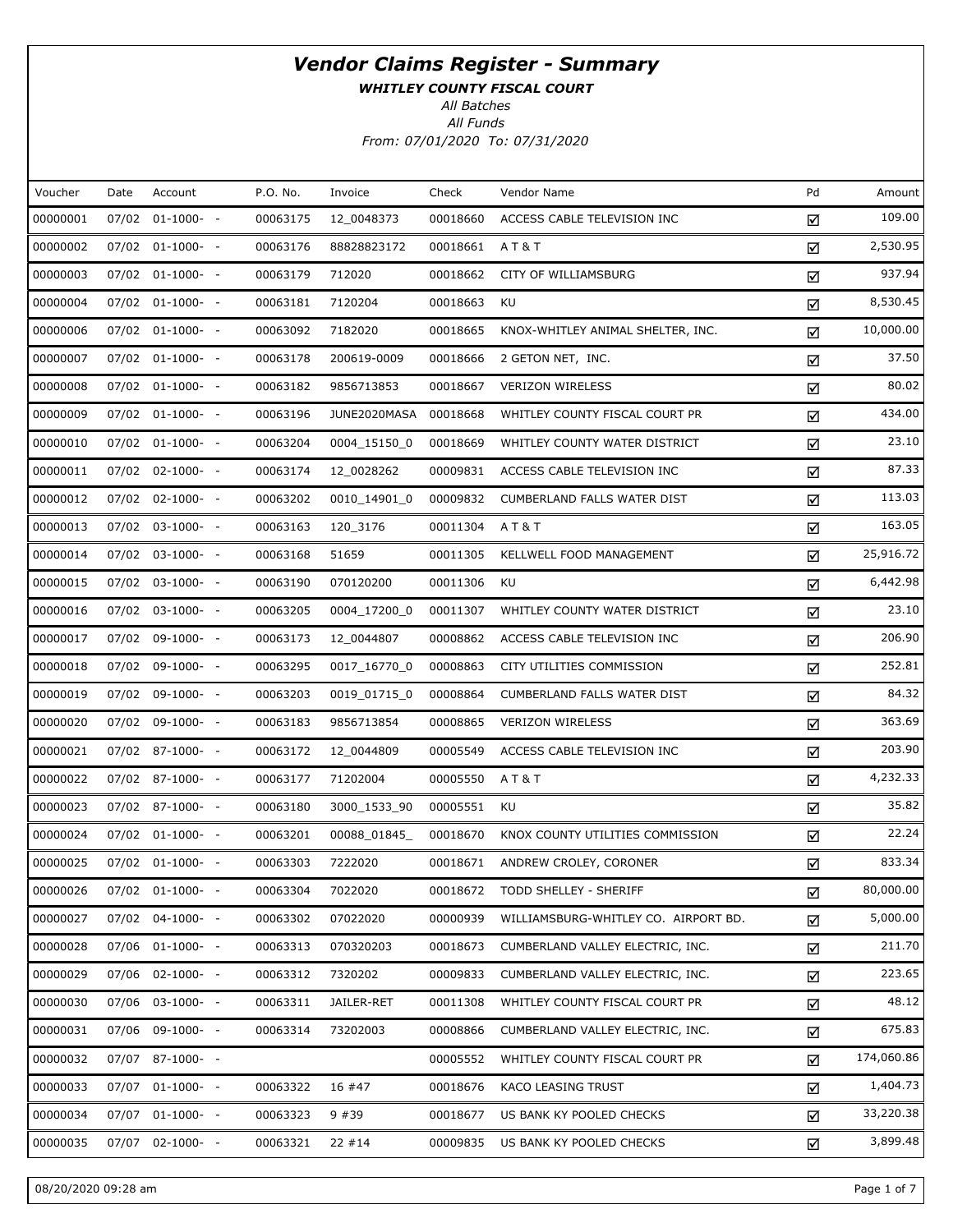# Vendor Claims Register - Summary

***WHITLEY COUNTY FISCAL COURT***

*All Batches*

*All Funds*

*From: 07/01/2020 To: 07/31/2020*

| Voucher | Date | Account | P.O. No. | Invoice | Check | Vendor Name | Pd | Amount |
|---|---|---|---|---|---|---|---|---|
| 00000001 | 07/02 | 01-1000- - | 00063175 | 12_0048373 | 00018660 | ACCESS CABLE TELEVISION INC | ☑ | 109.00 |
| 00000002 | 07/02 | 01-1000- - | 00063176 | 88828823172 | 00018661 | A T & T | ☑ | 2,530.95 |
| 00000003 | 07/02 | 01-1000- - | 00063179 | 712020 | 00018662 | CITY OF WILLIAMSBURG | ☑ | 937.94 |
| 00000004 | 07/02 | 01-1000- - | 00063181 | 7120204 | 00018663 | KU | ☑ | 8,530.45 |
| 00000006 | 07/02 | 01-1000- - | 00063092 | 7182020 | 00018665 | KNOX-WHITLEY ANIMAL SHELTER, INC. | ☑ | 10,000.00 |
| 00000007 | 07/02 | 01-1000- - | 00063178 | 200619-0009 | 00018666 | 2 GETON NET, INC. | ☑ | 37.50 |
| 00000008 | 07/02 | 01-1000- - | 00063182 | 9856713853 | 00018667 | VERIZON WIRELESS | ☑ | 80.02 |
| 00000009 | 07/02 | 01-1000- - | 00063196 | JUNE2020MASA | 00018668 | WHITLEY COUNTY FISCAL COURT PR | ☑ | 434.00 |
| 00000010 | 07/02 | 01-1000- - | 00063204 | 0004_15150_0 | 00018669 | WHITLEY COUNTY WATER DISTRICT | ☑ | 23.10 |
| 00000011 | 07/02 | 02-1000- - | 00063174 | 12_0028262 | 00009831 | ACCESS CABLE TELEVISION INC | ☑ | 87.33 |
| 00000012 | 07/02 | 02-1000- - | 00063202 | 0010_14901_0 | 00009832 | CUMBERLAND FALLS WATER DIST | ☑ | 113.03 |
| 00000013 | 07/02 | 03-1000- - | 00063163 | 120_3176 | 00011304 | A T & T | ☑ | 163.05 |
| 00000014 | 07/02 | 03-1000- - | 00063168 | 51659 | 00011305 | KELLWELL FOOD MANAGEMENT | ☑ | 25,916.72 |
| 00000015 | 07/02 | 03-1000- - | 00063190 | 070120200 | 00011306 | KU | ☑ | 6,442.98 |
| 00000016 | 07/02 | 03-1000- - | 00063205 | 0004_17200_0 | 00011307 | WHITLEY COUNTY WATER DISTRICT | ☑ | 23.10 |
| 00000017 | 07/02 | 09-1000- - | 00063173 | 12_0044807 | 00008862 | ACCESS CABLE TELEVISION INC | ☑ | 206.90 |
| 00000018 | 07/02 | 09-1000- - | 00063295 | 0017_16770_0 | 00008863 | CITY UTILITIES COMMISSION | ☑ | 252.81 |
| 00000019 | 07/02 | 09-1000- - | 00063203 | 0019_01715_0 | 00008864 | CUMBERLAND FALLS WATER DIST | ☑ | 84.32 |
| 00000020 | 07/02 | 09-1000- - | 00063183 | 9856713854 | 00008865 | VERIZON WIRELESS | ☑ | 363.69 |
| 00000021 | 07/02 | 87-1000- - | 00063172 | 12_0044809 | 00005549 | ACCESS CABLE TELEVISION INC | ☑ | 203.90 |
| 00000022 | 07/02 | 87-1000- - | 00063177 | 71202004 | 00005550 | A T & T | ☑ | 4,232.33 |
| 00000023 | 07/02 | 87-1000- - | 00063180 | 3000_1533_90 | 00005551 | KU | ☑ | 35.82 |
| 00000024 | 07/02 | 01-1000- - | 00063201 | 00088_01845_ | 00018670 | KNOX COUNTY UTILITIES COMMISSION | ☑ | 22.24 |
| 00000025 | 07/02 | 01-1000- - | 00063303 | 7222020 | 00018671 | ANDREW CROLEY, CORONER | ☑ | 833.34 |
| 00000026 | 07/02 | 01-1000- - | 00063304 | 7022020 | 00018672 | TODD SHELLEY - SHERIFF | ☑ | 80,000.00 |
| 00000027 | 07/02 | 04-1000- - | 00063302 | 07022020 | 00000939 | WILLIAMSBURG-WHITLEY CO. AIRPORT BD. | ☑ | 5,000.00 |
| 00000028 | 07/06 | 01-1000- - | 00063313 | 070320203 | 00018673 | CUMBERLAND VALLEY ELECTRIC, INC. | ☑ | 211.70 |
| 00000029 | 07/06 | 02-1000- - | 00063312 | 7320202 | 00009833 | CUMBERLAND VALLEY ELECTRIC, INC. | ☑ | 223.65 |
| 00000030 | 07/06 | 03-1000- - | 00063311 | JAILER-RET | 00011308 | WHITLEY COUNTY FISCAL COURT PR | ☑ | 48.12 |
| 00000031 | 07/06 | 09-1000- - | 00063314 | 73202003 | 00008866 | CUMBERLAND VALLEY ELECTRIC, INC. | ☑ | 675.83 |
| 00000032 | 07/07 | 87-1000- - | | | 00005552 | WHITLEY COUNTY FISCAL COURT PR | ☑ | 174,060.86 |
| 00000033 | 07/07 | 01-1000- - | 00063322 | 16 #47 | 00018676 | KACO LEASING TRUST | ☑ | 1,404.73 |
| 00000034 | 07/07 | 01-1000- - | 00063323 | 9 #39 | 00018677 | US BANK KY POOLED CHECKS | ☑ | 33,220.38 |
| 00000035 | 07/07 | 02-1000- - | 00063321 | 22 #14 | 00009835 | US BANK KY POOLED CHECKS | ☑ | 3,899.48 |

08/20/2020 09:28 am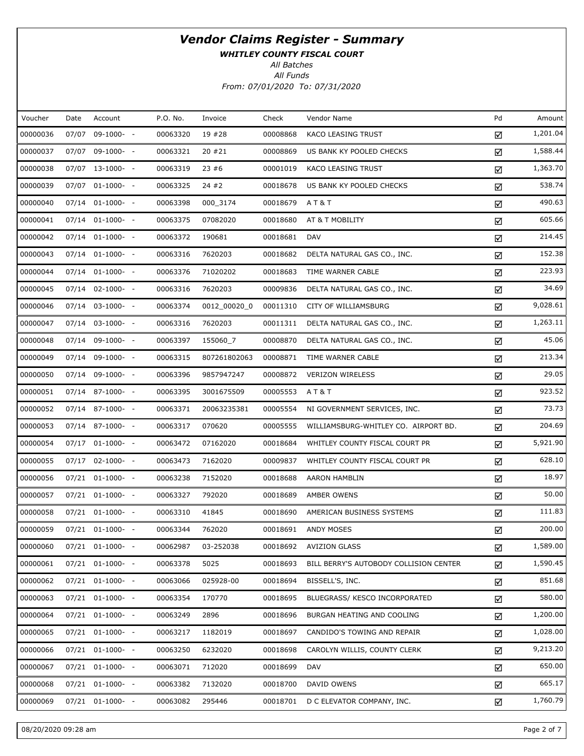# Vendor Claims Register - Summary

***WHITLEY COUNTY FISCAL COURT***

*All Batches*

*All Funds*

*From: 07/01/2020 To: 07/31/2020*

| Voucher | Date | Account | P.O. No. | Invoice | Check | Vendor Name | Pd | Amount |
|---|---|---|---|---|---|---|---|---|
| 00000036 | 07/07 | 09-1000- - | 00063320 | 19 #28 | 00008868 | KACO LEASING TRUST | ☑ | 1,201.04 |
| 00000037 | 07/07 | 09-1000- - | 00063321 | 20 #21 | 00008869 | US BANK KY POOLED CHECKS | ☑ | 1,588.44 |
| 00000038 | 07/07 | 13-1000- - | 00063319 | 23 #6 | 00001019 | KACO LEASING TRUST | ☑ | 1,363.70 |
| 00000039 | 07/07 | 01-1000- - | 00063325 | 24 #2 | 00018678 | US BANK KY POOLED CHECKS | ☑ | 538.74 |
| 00000040 | 07/14 | 01-1000- - | 00063398 | 000_3174 | 00018679 | A T & T | ☑ | 490.63 |
| 00000041 | 07/14 | 01-1000- - | 00063375 | 07082020 | 00018680 | AT & T MOBILITY | ☑ | 605.66 |
| 00000042 | 07/14 | 01-1000- - | 00063372 | 190681 | 00018681 | DAV | ☑ | 214.45 |
| 00000043 | 07/14 | 01-1000- - | 00063316 | 7620203 | 00018682 | DELTA NATURAL GAS CO., INC. | ☑ | 152.38 |
| 00000044 | 07/14 | 01-1000- - | 00063376 | 71020202 | 00018683 | TIME WARNER CABLE | ☑ | 223.93 |
| 00000045 | 07/14 | 02-1000- - | 00063316 | 7620203 | 00009836 | DELTA NATURAL GAS CO., INC. | ☑ | 34.69 |
| 00000046 | 07/14 | 03-1000- - | 00063374 | 0012_00020_0 | 00011310 | CITY OF WILLIAMSBURG | ☑ | 9,028.61 |
| 00000047 | 07/14 | 03-1000- - | 00063316 | 7620203 | 00011311 | DELTA NATURAL GAS CO., INC. | ☑ | 1,263.11 |
| 00000048 | 07/14 | 09-1000- - | 00063397 | 155060_7 | 00008870 | DELTA NATURAL GAS CO., INC. | ☑ | 45.06 |
| 00000049 | 07/14 | 09-1000- - | 00063315 | 807261802063 | 00008871 | TIME WARNER CABLE | ☑ | 213.34 |
| 00000050 | 07/14 | 09-1000- - | 00063396 | 9857947247 | 00008872 | VERIZON WIRELESS | ☑ | 29.05 |
| 00000051 | 07/14 | 87-1000- - | 00063395 | 3001675509 | 00005553 | A T & T | ☑ | 923.52 |
| 00000052 | 07/14 | 87-1000- - | 00063371 | 20063235381 | 00005554 | NI GOVERNMENT SERVICES, INC. | ☑ | 73.73 |
| 00000053 | 07/14 | 87-1000- - | 00063317 | 070620 | 00005555 | WILLIAMSBURG-WHITLEY CO. AIRPORT BD. | ☑ | 204.69 |
| 00000054 | 07/17 | 01-1000- - | 00063472 | 07162020 | 00018684 | WHITLEY COUNTY FISCAL COURT PR | ☑ | 5,921.90 |
| 00000055 | 07/17 | 02-1000- - | 00063473 | 7162020 | 00009837 | WHITLEY COUNTY FISCAL COURT PR | ☑ | 628.10 |
| 00000056 | 07/21 | 01-1000- - | 00063238 | 7152020 | 00018688 | AARON HAMBLIN | ☑ | 18.97 |
| 00000057 | 07/21 | 01-1000- - | 00063327 | 792020 | 00018689 | AMBER OWENS | ☑ | 50.00 |
| 00000058 | 07/21 | 01-1000- - | 00063310 | 41845 | 00018690 | AMERICAN BUSINESS SYSTEMS | ☑ | 111.83 |
| 00000059 | 07/21 | 01-1000- - | 00063344 | 762020 | 00018691 | ANDY MOSES | ☑ | 200.00 |
| 00000060 | 07/21 | 01-1000- - | 00062987 | 03-252038 | 00018692 | AVIZION GLASS | ☑ | 1,589.00 |
| 00000061 | 07/21 | 01-1000- - | 00063378 | 5025 | 00018693 | BILL BERRY'S AUTOBODY COLLISION CENTER | ☑ | 1,590.45 |
| 00000062 | 07/21 | 01-1000- - | 00063066 | 025928-00 | 00018694 | BISSELL'S, INC. | ☑ | 851.68 |
| 00000063 | 07/21 | 01-1000- - | 00063354 | 170770 | 00018695 | BLUEGRASS/ KESCO INCORPORATED | ☑ | 580.00 |
| 00000064 | 07/21 | 01-1000- - | 00063249 | 2896 | 00018696 | BURGAN HEATING AND COOLING | ☑ | 1,200.00 |
| 00000065 | 07/21 | 01-1000- - | 00063217 | 1182019 | 00018697 | CANDIDO'S TOWING AND REPAIR | ☑ | 1,028.00 |
| 00000066 | 07/21 | 01-1000- - | 00063250 | 6232020 | 00018698 | CAROLYN WILLIS, COUNTY CLERK | ☑ | 9,213.20 |
| 00000067 | 07/21 | 01-1000- - | 00063071 | 712020 | 00018699 | DAV | ☑ | 650.00 |
| 00000068 | 07/21 | 01-1000- - | 00063382 | 7132020 | 00018700 | DAVID OWENS | ☑ | 665.17 |
| 00000069 | 07/21 | 01-1000- - | 00063082 | 295446 | 00018701 | D C ELEVATOR COMPANY, INC. | ☑ | 1,760.79 |

08/20/2020 09:28 am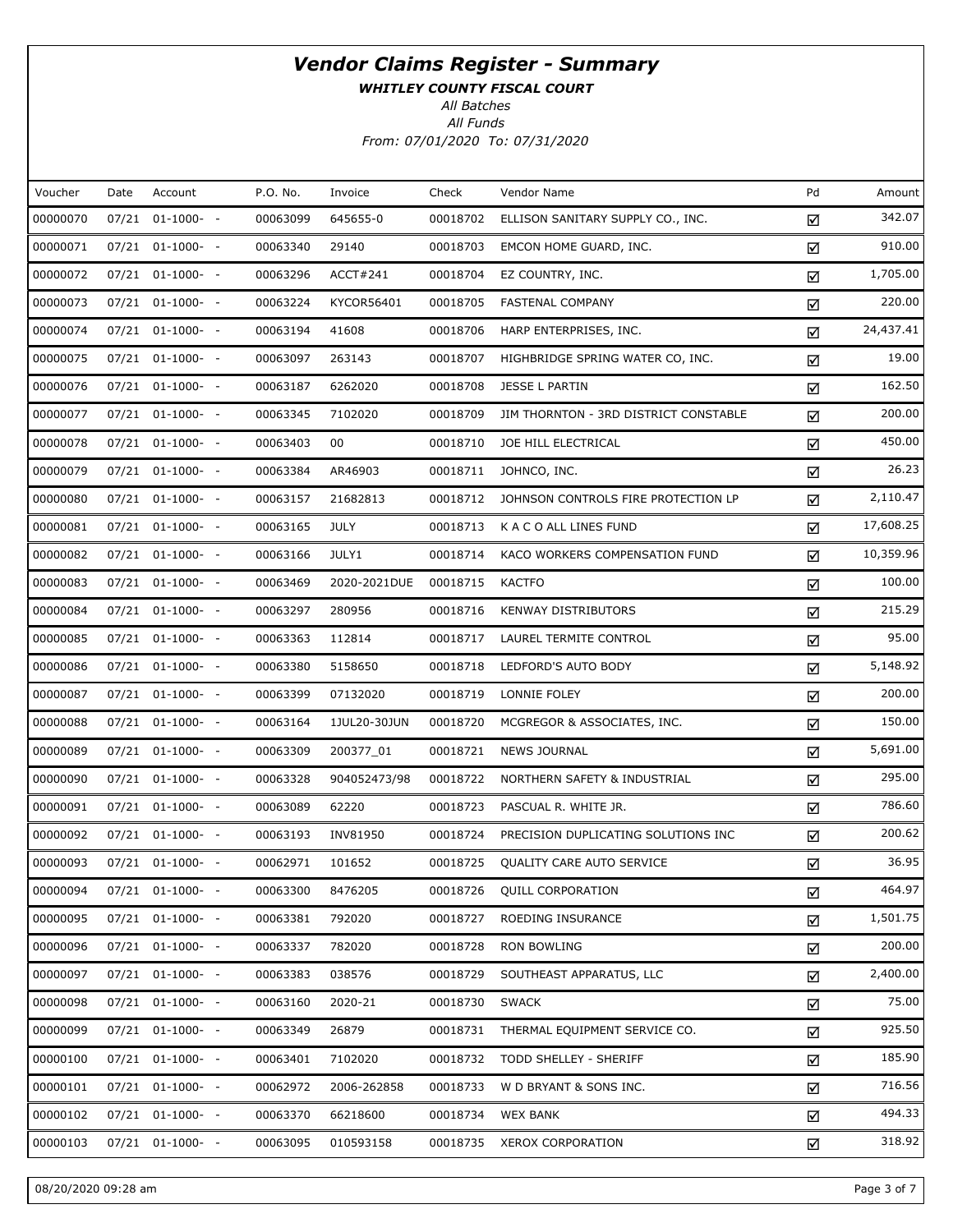# *Vendor Claims Register - Summary*

***WHITLEY COUNTY FISCAL COURT***

*All Batches*

*All Funds*

*From: 07/01/2020 To: 07/31/2020*

| Voucher | Date | Account | P.O. No. | Invoice | Check | Vendor Name | Pd | Amount |
|---|---|---|---|---|---|---|---|---|
| 00000070 | 07/21 | 01-1000- - | 00063099 | 645655-0 | 00018702 | ELLISON SANITARY SUPPLY CO., INC. | ☑ | 342.07 |
| 00000071 | 07/21 | 01-1000- - | 00063340 | 29140 | 00018703 | EMCON HOME GUARD, INC. | ☑ | 910.00 |
| 00000072 | 07/21 | 01-1000- - | 00063296 | ACCT#241 | 00018704 | EZ COUNTRY, INC. | ☑ | 1,705.00 |
| 00000073 | 07/21 | 01-1000- - | 00063224 | KYCOR56401 | 00018705 | FASTENAL COMPANY | ☑ | 220.00 |
| 00000074 | 07/21 | 01-1000- - | 00063194 | 41608 | 00018706 | HARP ENTERPRISES, INC. | ☑ | 24,437.41 |
| 00000075 | 07/21 | 01-1000- - | 00063097 | 263143 | 00018707 | HIGHBRIDGE SPRING WATER CO, INC. | ☑ | 19.00 |
| 00000076 | 07/21 | 01-1000- - | 00063187 | 6262020 | 00018708 | JESSE L PARTIN | ☑ | 162.50 |
| 00000077 | 07/21 | 01-1000- - | 00063345 | 7102020 | 00018709 | JIM THORNTON - 3RD DISTRICT CONSTABLE | ☑ | 200.00 |
| 00000078 | 07/21 | 01-1000- - | 00063403 | 00 | 00018710 | JOE HILL ELECTRICAL | ☑ | 450.00 |
| 00000079 | 07/21 | 01-1000- - | 00063384 | AR46903 | 00018711 | JOHNCO, INC. | ☑ | 26.23 |
| 00000080 | 07/21 | 01-1000- - | 00063157 | 21682813 | 00018712 | JOHNSON CONTROLS FIRE PROTECTION LP | ☑ | 2,110.47 |
| 00000081 | 07/21 | 01-1000- - | 00063165 | JULY | 00018713 | K A C O ALL LINES FUND | ☑ | 17,608.25 |
| 00000082 | 07/21 | 01-1000- - | 00063166 | JULY1 | 00018714 | KACO WORKERS COMPENSATION FUND | ☑ | 10,359.96 |
| 00000083 | 07/21 | 01-1000- - | 00063469 | 2020-2021DUE | 00018715 | KACTFO | ☑ | 100.00 |
| 00000084 | 07/21 | 01-1000- - | 00063297 | 280956 | 00018716 | KENWAY DISTRIBUTORS | ☑ | 215.29 |
| 00000085 | 07/21 | 01-1000- - | 00063363 | 112814 | 00018717 | LAUREL TERMITE CONTROL | ☑ | 95.00 |
| 00000086 | 07/21 | 01-1000- - | 00063380 | 5158650 | 00018718 | LEDFORD'S AUTO BODY | ☑ | 5,148.92 |
| 00000087 | 07/21 | 01-1000- - | 00063399 | 07132020 | 00018719 | LONNIE FOLEY | ☑ | 200.00 |
| 00000088 | 07/21 | 01-1000- - | 00063164 | 1JUL20-30JUN | 00018720 | MCGREGOR & ASSOCIATES, INC. | ☑ | 150.00 |
| 00000089 | 07/21 | 01-1000- - | 00063309 | 200377_01 | 00018721 | NEWS JOURNAL | ☑ | 5,691.00 |
| 00000090 | 07/21 | 01-1000- - | 00063328 | 904052473/98 | 00018722 | NORTHERN SAFETY & INDUSTRIAL | ☑ | 295.00 |
| 00000091 | 07/21 | 01-1000- - | 00063089 | 62220 | 00018723 | PASCUAL R. WHITE JR. | ☑ | 786.60 |
| 00000092 | 07/21 | 01-1000- - | 00063193 | INV81950 | 00018724 | PRECISION DUPLICATING SOLUTIONS INC | ☑ | 200.62 |
| 00000093 | 07/21 | 01-1000- - | 00062971 | 101652 | 00018725 | QUALITY CARE AUTO SERVICE | ☑ | 36.95 |
| 00000094 | 07/21 | 01-1000- - | 00063300 | 8476205 | 00018726 | QUILL CORPORATION | ☑ | 464.97 |
| 00000095 | 07/21 | 01-1000- - | 00063381 | 792020 | 00018727 | ROEDING INSURANCE | ☑ | 1,501.75 |
| 00000096 | 07/21 | 01-1000- - | 00063337 | 782020 | 00018728 | RON BOWLING | ☑ | 200.00 |
| 00000097 | 07/21 | 01-1000- - | 00063383 | 038576 | 00018729 | SOUTHEAST APPARATUS, LLC | ☑ | 2,400.00 |
| 00000098 | 07/21 | 01-1000- - | 00063160 | 2020-21 | 00018730 | SWACK | ☑ | 75.00 |
| 00000099 | 07/21 | 01-1000- - | 00063349 | 26879 | 00018731 | THERMAL EQUIPMENT SERVICE CO. | ☑ | 925.50 |
| 00000100 | 07/21 | 01-1000- - | 00063401 | 7102020 | 00018732 | TODD SHELLEY - SHERIFF | ☑ | 185.90 |
| 00000101 | 07/21 | 01-1000- - | 00062972 | 2006-262858 | 00018733 | W D BRYANT & SONS INC. | ☑ | 716.56 |
| 00000102 | 07/21 | 01-1000- - | 00063370 | 66218600 | 00018734 | WEX BANK | ☑ | 494.33 |
| 00000103 | 07/21 | 01-1000- - | 00063095 | 010593158 | 00018735 | XEROX CORPORATION | ☑ | 318.92 |

08/20/2020 09:28 am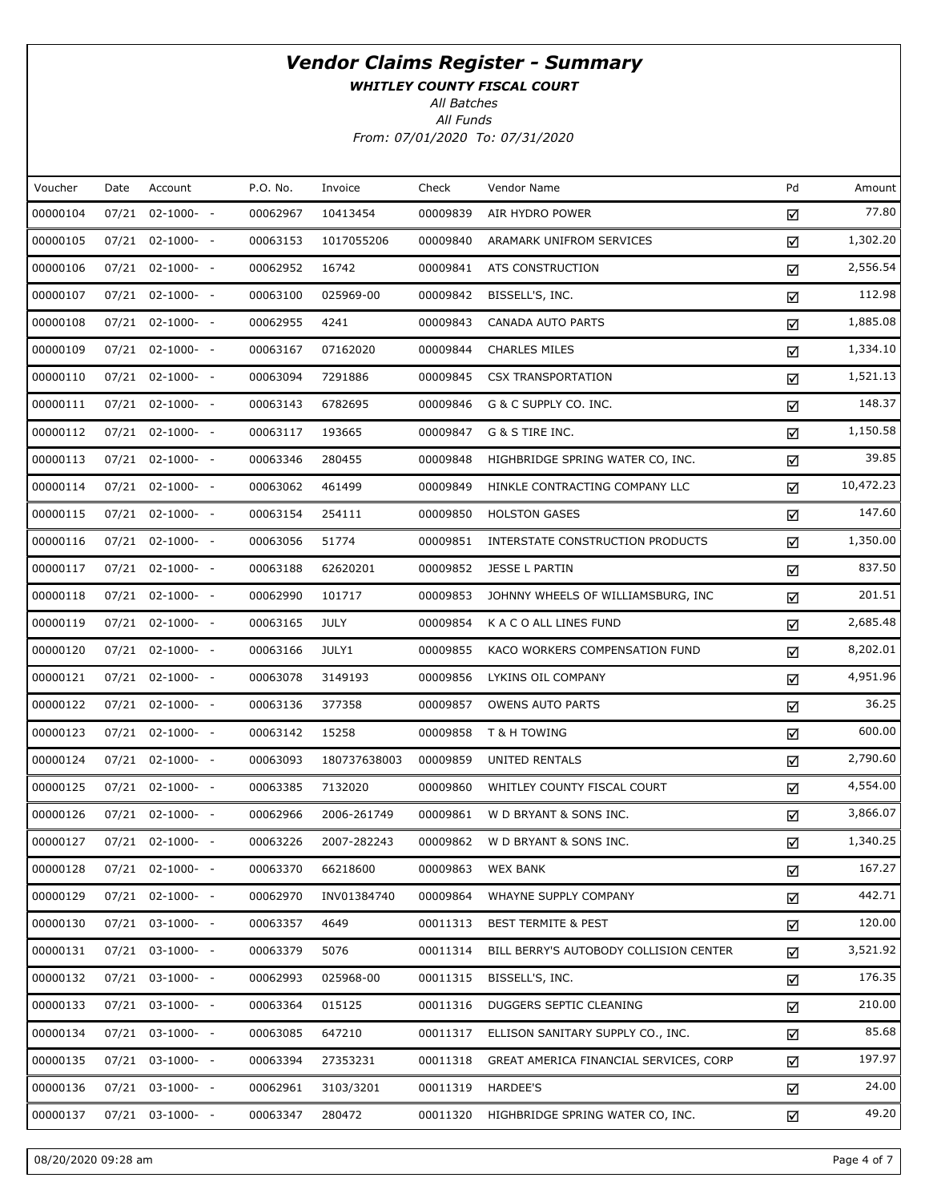# Vendor Claims Register - Summary

**WHITLEY COUNTY FISCAL COURT**

*All Batches*

*All Funds*

*From: 07/01/2020 To: 07/31/2020*

| Voucher | Date | Account | P.O. No. | Invoice | Check | Vendor Name | Pd | Amount |
|---|---|---|---|---|---|---|---|---|
| 00000104 | 07/21 | 02-1000- - | 00062967 | 10413454 | 00009839 | AIR HYDRO POWER | ☑ | 77.80 |
| 00000105 | 07/21 | 02-1000- - | 00063153 | 1017055206 | 00009840 | ARAMARK UNIFROM SERVICES | ☑ | 1,302.20 |
| 00000106 | 07/21 | 02-1000- - | 00062952 | 16742 | 00009841 | ATS CONSTRUCTION | ☑ | 2,556.54 |
| 00000107 | 07/21 | 02-1000- - | 00063100 | 025969-00 | 00009842 | BISSELL'S, INC. | ☑ | 112.98 |
| 00000108 | 07/21 | 02-1000- - | 00062955 | 4241 | 00009843 | CANADA AUTO PARTS | ☑ | 1,885.08 |
| 00000109 | 07/21 | 02-1000- - | 00063167 | 07162020 | 00009844 | CHARLES MILES | ☑ | 1,334.10 |
| 00000110 | 07/21 | 02-1000- - | 00063094 | 7291886 | 00009845 | CSX TRANSPORTATION | ☑ | 1,521.13 |
| 00000111 | 07/21 | 02-1000- - | 00063143 | 6782695 | 00009846 | G & C SUPPLY CO. INC. | ☑ | 148.37 |
| 00000112 | 07/21 | 02-1000- - | 00063117 | 193665 | 00009847 | G & S TIRE INC. | ☑ | 1,150.58 |
| 00000113 | 07/21 | 02-1000- - | 00063346 | 280455 | 00009848 | HIGHBRIDGE SPRING WATER CO, INC. | ☑ | 39.85 |
| 00000114 | 07/21 | 02-1000- - | 00063062 | 461499 | 00009849 | HINKLE CONTRACTING COMPANY LLC | ☑ | 10,472.23 |
| 00000115 | 07/21 | 02-1000- - | 00063154 | 254111 | 00009850 | HOLSTON GASES | ☑ | 147.60 |
| 00000116 | 07/21 | 02-1000- - | 00063056 | 51774 | 00009851 | INTERSTATE CONSTRUCTION PRODUCTS | ☑ | 1,350.00 |
| 00000117 | 07/21 | 02-1000- - | 00063188 | 62620201 | 00009852 | JESSE L PARTIN | ☑ | 837.50 |
| 00000118 | 07/21 | 02-1000- - | 00062990 | 101717 | 00009853 | JOHNNY WHEELS OF WILLIAMSBURG, INC | ☑ | 201.51 |
| 00000119 | 07/21 | 02-1000- - | 00063165 | JULY | 00009854 | K A C O ALL LINES FUND | ☑ | 2,685.48 |
| 00000120 | 07/21 | 02-1000- - | 00063166 | JULY1 | 00009855 | KACO WORKERS COMPENSATION FUND | ☑ | 8,202.01 |
| 00000121 | 07/21 | 02-1000- - | 00063078 | 3149193 | 00009856 | LYKINS OIL COMPANY | ☑ | 4,951.96 |
| 00000122 | 07/21 | 02-1000- - | 00063136 | 377358 | 00009857 | OWENS AUTO PARTS | ☑ | 36.25 |
| 00000123 | 07/21 | 02-1000- - | 00063142 | 15258 | 00009858 | T & H TOWING | ☑ | 600.00 |
| 00000124 | 07/21 | 02-1000- - | 00063093 | 180737638003 | 00009859 | UNITED RENTALS | ☑ | 2,790.60 |
| 00000125 | 07/21 | 02-1000- - | 00063385 | 7132020 | 00009860 | WHITLEY COUNTY FISCAL COURT | ☑ | 4,554.00 |
| 00000126 | 07/21 | 02-1000- - | 00062966 | 2006-261749 | 00009861 | W D BRYANT & SONS INC. | ☑ | 3,866.07 |
| 00000127 | 07/21 | 02-1000- - | 00063226 | 2007-282243 | 00009862 | W D BRYANT & SONS INC. | ☑ | 1,340.25 |
| 00000128 | 07/21 | 02-1000- - | 00063370 | 66218600 | 00009863 | WEX BANK | ☑ | 167.27 |
| 00000129 | 07/21 | 02-1000- - | 00062970 | INV01384740 | 00009864 | WHAYNE SUPPLY COMPANY | ☑ | 442.71 |
| 00000130 | 07/21 | 03-1000- - | 00063357 | 4649 | 00011313 | BEST TERMITE & PEST | ☑ | 120.00 |
| 00000131 | 07/21 | 03-1000- - | 00063379 | 5076 | 00011314 | BILL BERRY'S AUTOBODY COLLISION CENTER | ☑ | 3,521.92 |
| 00000132 | 07/21 | 03-1000- - | 00062993 | 025968-00 | 00011315 | BISSELL'S, INC. | ☑ | 176.35 |
| 00000133 | 07/21 | 03-1000- - | 00063364 | 015125 | 00011316 | DUGGERS SEPTIC CLEANING | ☑ | 210.00 |
| 00000134 | 07/21 | 03-1000- - | 00063085 | 647210 | 00011317 | ELLISON SANITARY SUPPLY CO., INC. | ☑ | 85.68 |
| 00000135 | 07/21 | 03-1000- - | 00063394 | 27353231 | 00011318 | GREAT AMERICA FINANCIAL SERVICES, CORP | ☑ | 197.97 |
| 00000136 | 07/21 | 03-1000- - | 00062961 | 3103/3201 | 00011319 | HARDEE'S | ☑ | 24.00 |
| 00000137 | 07/21 | 03-1000- - | 00063347 | 280472 | 00011320 | HIGHBRIDGE SPRING WATER CO, INC. | ☑ | 49.20 |

08/20/2020 09:28 am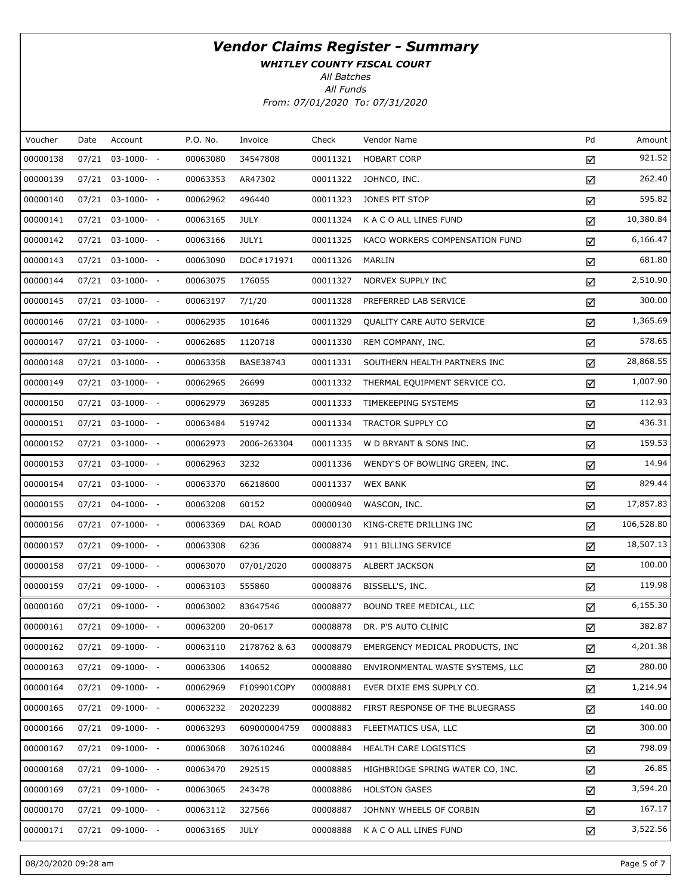# Vendor Claims Register - Summary

***WHITLEY COUNTY FISCAL COURT***

*All Batches*

*All Funds*

*From: 07/01/2020 To: 07/31/2020*

| Voucher | Date | Account | P.O. No. | Invoice | Check | Vendor Name | Pd | Amount |
|---|---|---|---|---|---|---|---|---|
| 00000138 | 07/21 | 03-1000- - | 00063080 | 34547808 | 00011321 | HOBART CORP | ☑ | 921.52 |
| 00000139 | 07/21 | 03-1000- - | 00063353 | AR47302 | 00011322 | JOHNCO, INC. | ☑ | 262.40 |
| 00000140 | 07/21 | 03-1000- - | 00062962 | 496440 | 00011323 | JONES PIT STOP | ☑ | 595.82 |
| 00000141 | 07/21 | 03-1000- - | 00063165 | JULY | 00011324 | K A C O ALL LINES FUND | ☑ | 10,380.84 |
| 00000142 | 07/21 | 03-1000- - | 00063166 | JULY1 | 00011325 | KACO WORKERS COMPENSATION FUND | ☑ | 6,166.47 |
| 00000143 | 07/21 | 03-1000- - | 00063090 | DOC#171971 | 00011326 | MARLIN | ☑ | 681.80 |
| 00000144 | 07/21 | 03-1000- - | 00063075 | 176055 | 00011327 | NORVEX SUPPLY INC | ☑ | 2,510.90 |
| 00000145 | 07/21 | 03-1000- - | 00063197 | 7/1/20 | 00011328 | PREFERRED LAB SERVICE | ☑ | 300.00 |
| 00000146 | 07/21 | 03-1000- - | 00062935 | 101646 | 00011329 | QUALITY CARE AUTO SERVICE | ☑ | 1,365.69 |
| 00000147 | 07/21 | 03-1000- - | 00062685 | 1120718 | 00011330 | REM COMPANY, INC. | ☑ | 578.65 |
| 00000148 | 07/21 | 03-1000- - | 00063358 | BASE38743 | 00011331 | SOUTHERN HEALTH PARTNERS INC | ☑ | 28,868.55 |
| 00000149 | 07/21 | 03-1000- - | 00062965 | 26699 | 00011332 | THERMAL EQUIPMENT SERVICE CO. | ☑ | 1,007.90 |
| 00000150 | 07/21 | 03-1000- - | 00062979 | 369285 | 00011333 | TIMEKEEPING SYSTEMS | ☑ | 112.93 |
| 00000151 | 07/21 | 03-1000- - | 00063484 | 519742 | 00011334 | TRACTOR SUPPLY CO | ☑ | 436.31 |
| 00000152 | 07/21 | 03-1000- - | 00062973 | 2006-263304 | 00011335 | W D BRYANT & SONS INC. | ☑ | 159.53 |
| 00000153 | 07/21 | 03-1000- - | 00062963 | 3232 | 00011336 | WENDY'S OF BOWLING GREEN, INC. | ☑ | 14.94 |
| 00000154 | 07/21 | 03-1000- - | 00063370 | 66218600 | 00011337 | WEX BANK | ☑ | 829.44 |
| 00000155 | 07/21 | 04-1000- - | 00063208 | 60152 | 00000940 | WASCON, INC. | ☑ | 17,857.83 |
| 00000156 | 07/21 | 07-1000- - | 00063369 | DAL ROAD | 00000130 | KING-CRETE DRILLING INC | ☑ | 106,528.80 |
| 00000157 | 07/21 | 09-1000- - | 00063308 | 6236 | 00008874 | 911 BILLING SERVICE | ☑ | 18,507.13 |
| 00000158 | 07/21 | 09-1000- - | 00063070 | 07/01/2020 | 00008875 | ALBERT JACKSON | ☑ | 100.00 |
| 00000159 | 07/21 | 09-1000- - | 00063103 | 555860 | 00008876 | BISSELL'S, INC. | ☑ | 119.98 |
| 00000160 | 07/21 | 09-1000- - | 00063002 | 83647546 | 00008877 | BOUND TREE MEDICAL, LLC | ☑ | 6,155.30 |
| 00000161 | 07/21 | 09-1000- - | 00063200 | 20-0617 | 00008878 | DR. P'S AUTO CLINIC | ☑ | 382.87 |
| 00000162 | 07/21 | 09-1000- - | 00063110 | 2178762 & 63 | 00008879 | EMERGENCY MEDICAL PRODUCTS, INC | ☑ | 4,201.38 |
| 00000163 | 07/21 | 09-1000- - | 00063306 | 140652 | 00008880 | ENVIRONMENTAL WASTE SYSTEMS, LLC | ☑ | 280.00 |
| 00000164 | 07/21 | 09-1000- - | 00062969 | F109901COPY | 00008881 | EVER DIXIE EMS SUPPLY CO. | ☑ | 1,214.94 |
| 00000165 | 07/21 | 09-1000- - | 00063232 | 20202239 | 00008882 | FIRST RESPONSE OF THE BLUEGRASS | ☑ | 140.00 |
| 00000166 | 07/21 | 09-1000- - | 00063293 | 609000004759 | 00008883 | FLEETMATICS USA, LLC | ☑ | 300.00 |
| 00000167 | 07/21 | 09-1000- - | 00063068 | 307610246 | 00008884 | HEALTH CARE LOGISTICS | ☑ | 798.09 |
| 00000168 | 07/21 | 09-1000- - | 00063470 | 292515 | 00008885 | HIGHBRIDGE SPRING WATER CO, INC. | ☑ | 26.85 |
| 00000169 | 07/21 | 09-1000- - | 00063065 | 243478 | 00008886 | HOLSTON GASES | ☑ | 3,594.20 |
| 00000170 | 07/21 | 09-1000- - | 00063112 | 327566 | 00008887 | JOHNNY WHEELS OF CORBIN | ☑ | 167.17 |
| 00000171 | 07/21 | 09-1000- - | 00063165 | JULY | 00008888 | K A C O ALL LINES FUND | ☑ | 3,522.56 |

08/20/2020 09:28 am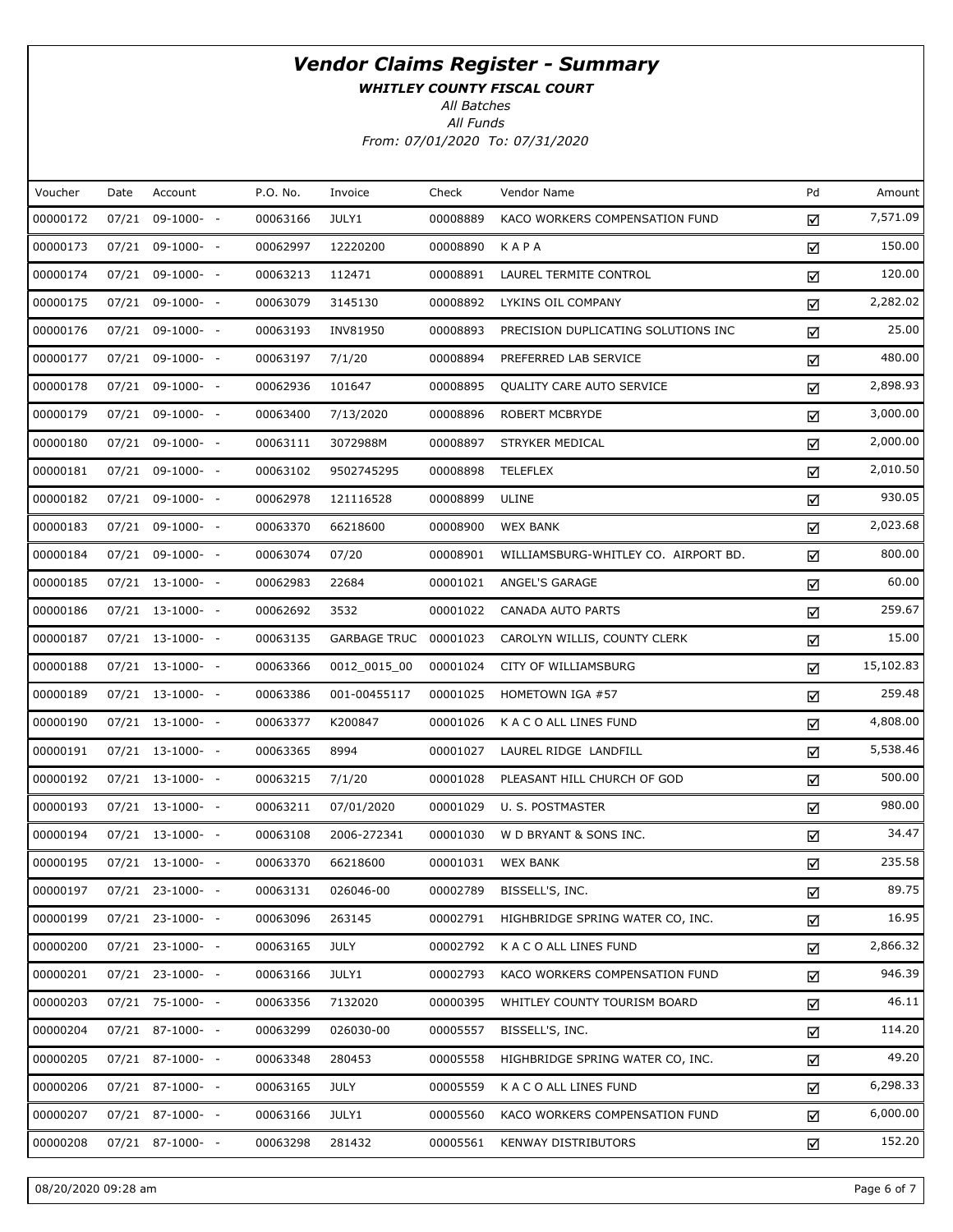# Vendor Claims Register - Summary

***WHITLEY COUNTY FISCAL COURT***

*All Batches*

*All Funds*

*From: 07/01/2020 To: 07/31/2020*

| Voucher | Date | Account | P.O. No. | Invoice | Check | Vendor Name | Pd | Amount |
|---|---|---|---|---|---|---|---|---|
| 00000172 | 07/21 | 09-1000- - | 00063166 | JULY1 | 00008889 | KACO WORKERS COMPENSATION FUND | ☑ | 7,571.09 |
| 00000173 | 07/21 | 09-1000- - | 00062997 | 12220200 | 00008890 | K A P A | ☑ | 150.00 |
| 00000174 | 07/21 | 09-1000- - | 00063213 | 112471 | 00008891 | LAUREL TERMITE CONTROL | ☑ | 120.00 |
| 00000175 | 07/21 | 09-1000- - | 00063079 | 3145130 | 00008892 | LYKINS OIL COMPANY | ☑ | 2,282.02 |
| 00000176 | 07/21 | 09-1000- - | 00063193 | INV81950 | 00008893 | PRECISION DUPLICATING SOLUTIONS INC | ☑ | 25.00 |
| 00000177 | 07/21 | 09-1000- - | 00063197 | 7/1/20 | 00008894 | PREFERRED LAB SERVICE | ☑ | 480.00 |
| 00000178 | 07/21 | 09-1000- - | 00062936 | 101647 | 00008895 | QUALITY CARE AUTO SERVICE | ☑ | 2,898.93 |
| 00000179 | 07/21 | 09-1000- - | 00063400 | 7/13/2020 | 00008896 | ROBERT MCBRYDE | ☑ | 3,000.00 |
| 00000180 | 07/21 | 09-1000- - | 00063111 | 3072988M | 00008897 | STRYKER MEDICAL | ☑ | 2,000.00 |
| 00000181 | 07/21 | 09-1000- - | 00063102 | 9502745295 | 00008898 | TELEFLEX | ☑ | 2,010.50 |
| 00000182 | 07/21 | 09-1000- - | 00062978 | 121116528 | 00008899 | ULINE | ☑ | 930.05 |
| 00000183 | 07/21 | 09-1000- - | 00063370 | 66218600 | 00008900 | WEX BANK | ☑ | 2,023.68 |
| 00000184 | 07/21 | 09-1000- - | 00063074 | 07/20 | 00008901 | WILLIAMSBURG-WHITLEY CO. AIRPORT BD. | ☑ | 800.00 |
| 00000185 | 07/21 | 13-1000- - | 00062983 | 22684 | 00001021 | ANGEL'S GARAGE | ☑ | 60.00 |
| 00000186 | 07/21 | 13-1000- - | 00062692 | 3532 | 00001022 | CANADA AUTO PARTS | ☑ | 259.67 |
| 00000187 | 07/21 | 13-1000- - | 00063135 | GARBAGE TRUC | 00001023 | CAROLYN WILLIS, COUNTY CLERK | ☑ | 15.00 |
| 00000188 | 07/21 | 13-1000- - | 00063366 | 0012_0015_00 | 00001024 | CITY OF WILLIAMSBURG | ☑ | 15,102.83 |
| 00000189 | 07/21 | 13-1000- - | 00063386 | 001-00455117 | 00001025 | HOMETOWN IGA #57 | ☑ | 259.48 |
| 00000190 | 07/21 | 13-1000- - | 00063377 | K200847 | 00001026 | K A C O ALL LINES FUND | ☑ | 4,808.00 |
| 00000191 | 07/21 | 13-1000- - | 00063365 | 8994 | 00001027 | LAUREL RIDGE LANDFILL | ☑ | 5,538.46 |
| 00000192 | 07/21 | 13-1000- - | 00063215 | 7/1/20 | 00001028 | PLEASANT HILL CHURCH OF GOD | ☑ | 500.00 |
| 00000193 | 07/21 | 13-1000- - | 00063211 | 07/01/2020 | 00001029 | U. S. POSTMASTER | ☑ | 980.00 |
| 00000194 | 07/21 | 13-1000- - | 00063108 | 2006-272341 | 00001030 | W D BRYANT & SONS INC. | ☑ | 34.47 |
| 00000195 | 07/21 | 13-1000- - | 00063370 | 66218600 | 00001031 | WEX BANK | ☑ | 235.58 |
| 00000197 | 07/21 | 23-1000- - | 00063131 | 026046-00 | 00002789 | BISSELL'S, INC. | ☑ | 89.75 |
| 00000199 | 07/21 | 23-1000- - | 00063096 | 263145 | 00002791 | HIGHBRIDGE SPRING WATER CO, INC. | ☑ | 16.95 |
| 00000200 | 07/21 | 23-1000- - | 00063165 | JULY | 00002792 | K A C O ALL LINES FUND | ☑ | 2,866.32 |
| 00000201 | 07/21 | 23-1000- - | 00063166 | JULY1 | 00002793 | KACO WORKERS COMPENSATION FUND | ☑ | 946.39 |
| 00000203 | 07/21 | 75-1000- - | 00063356 | 7132020 | 00000395 | WHITLEY COUNTY TOURISM BOARD | ☑ | 46.11 |
| 00000204 | 07/21 | 87-1000- - | 00063299 | 026030-00 | 00005557 | BISSELL'S, INC. | ☑ | 114.20 |
| 00000205 | 07/21 | 87-1000- - | 00063348 | 280453 | 00005558 | HIGHBRIDGE SPRING WATER CO, INC. | ☑ | 49.20 |
| 00000206 | 07/21 | 87-1000- - | 00063165 | JULY | 00005559 | K A C O ALL LINES FUND | ☑ | 6,298.33 |
| 00000207 | 07/21 | 87-1000- - | 00063166 | JULY1 | 00005560 | KACO WORKERS COMPENSATION FUND | ☑ | 6,000.00 |
| 00000208 | 07/21 | 87-1000- - | 00063298 | 281432 | 00005561 | KENWAY DISTRIBUTORS | ☑ | 152.20 |

08/20/2020 09:28 am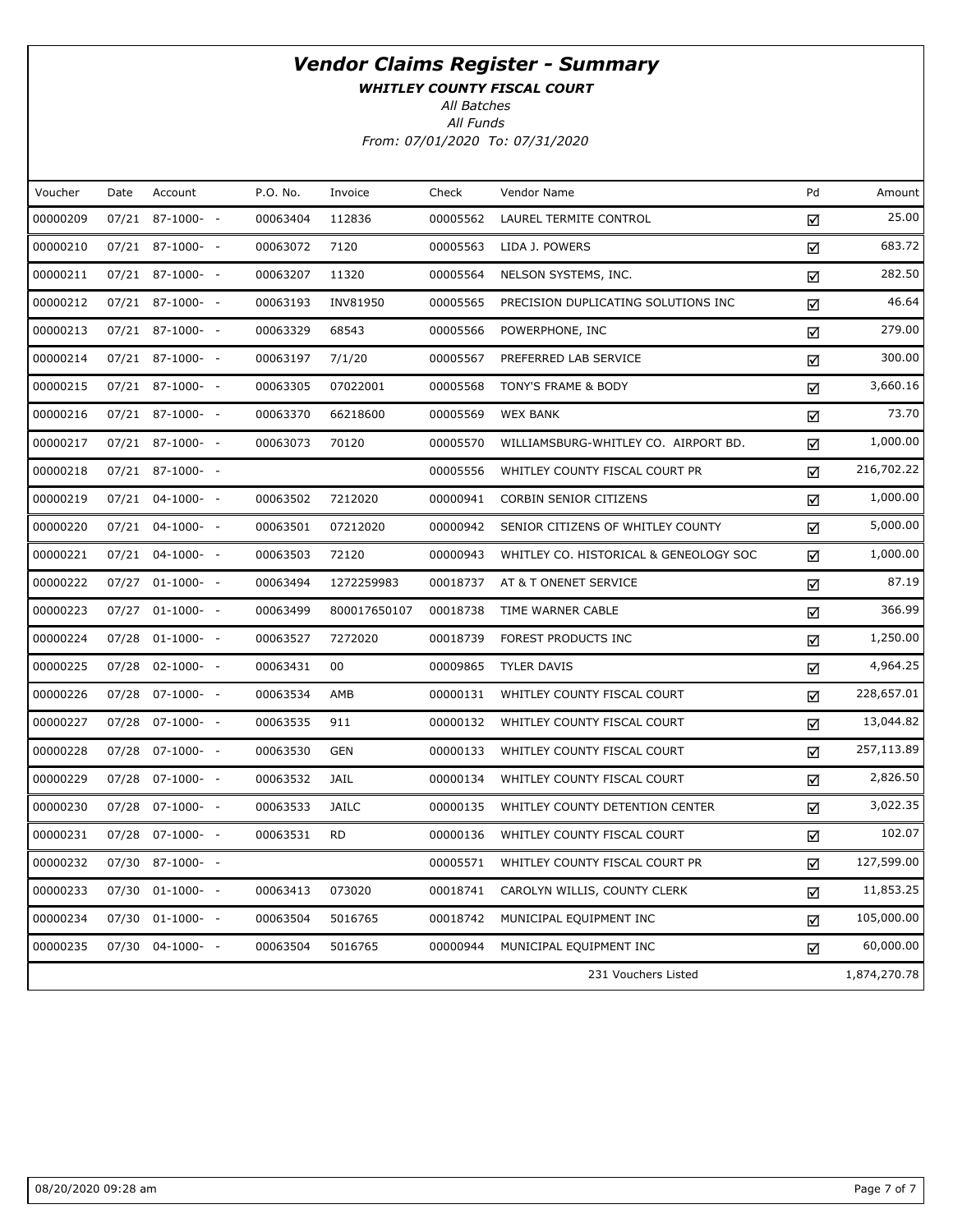# Vendor Claims Register - Summary

***WHITLEY COUNTY FISCAL COURT***

*All Batches*

*All Funds*

*From: 07/01/2020 To: 07/31/2020*

| Voucher | Date | Account | P.O. No. | Invoice | Check | Vendor Name | Pd | Amount |
|---|---|---|---|---|---|---|---|---|
| 00000209 | 07/21 | 87-1000- - | 00063404 | 112836 | 00005562 | LAUREL TERMITE CONTROL | ☑ | 25.00 |
| 00000210 | 07/21 | 87-1000- - | 00063072 | 7120 | 00005563 | LIDA J. POWERS | ☑ | 683.72 |
| 00000211 | 07/21 | 87-1000- - | 00063207 | 11320 | 00005564 | NELSON SYSTEMS, INC. | ☑ | 282.50 |
| 00000212 | 07/21 | 87-1000- - | 00063193 | INV81950 | 00005565 | PRECISION DUPLICATING SOLUTIONS INC | ☑ | 46.64 |
| 00000213 | 07/21 | 87-1000- - | 00063329 | 68543 | 00005566 | POWERPHONE, INC | ☑ | 279.00 |
| 00000214 | 07/21 | 87-1000- - | 00063197 | 7/1/20 | 00005567 | PREFERRED LAB SERVICE | ☑ | 300.00 |
| 00000215 | 07/21 | 87-1000- - | 00063305 | 07022001 | 00005568 | TONY'S FRAME & BODY | ☑ | 3,660.16 |
| 00000216 | 07/21 | 87-1000- - | 00063370 | 66218600 | 00005569 | WEX BANK | ☑ | 73.70 |
| 00000217 | 07/21 | 87-1000- - | 00063073 | 70120 | 00005570 | WILLIAMSBURG-WHITLEY CO. AIRPORT BD. | ☑ | 1,000.00 |
| 00000218 | 07/21 | 87-1000- - | | | 00005556 | WHITLEY COUNTY FISCAL COURT PR | ☑ | 216,702.22 |
| 00000219 | 07/21 | 04-1000- - | 00063502 | 7212020 | 00000941 | CORBIN SENIOR CITIZENS | ☑ | 1,000.00 |
| 00000220 | 07/21 | 04-1000- - | 00063501 | 07212020 | 00000942 | SENIOR CITIZENS OF WHITLEY COUNTY | ☑ | 5,000.00 |
| 00000221 | 07/21 | 04-1000- - | 00063503 | 72120 | 00000943 | WHITLEY CO. HISTORICAL & GENEOLOGY SOC | ☑ | 1,000.00 |
| 00000222 | 07/27 | 01-1000- - | 00063494 | 1272259983 | 00018737 | AT & T ONENET SERVICE | ☑ | 87.19 |
| 00000223 | 07/27 | 01-1000- - | 00063499 | 800017650107 | 00018738 | TIME WARNER CABLE | ☑ | 366.99 |
| 00000224 | 07/28 | 01-1000- - | 00063527 | 7272020 | 00018739 | FOREST PRODUCTS INC | ☑ | 1,250.00 |
| 00000225 | 07/28 | 02-1000- - | 00063431 | 00 | 00009865 | TYLER DAVIS | ☑ | 4,964.25 |
| 00000226 | 07/28 | 07-1000- - | 00063534 | AMB | 00000131 | WHITLEY COUNTY FISCAL COURT | ☑ | 228,657.01 |
| 00000227 | 07/28 | 07-1000- - | 00063535 | 911 | 00000132 | WHITLEY COUNTY FISCAL COURT | ☑ | 13,044.82 |
| 00000228 | 07/28 | 07-1000- - | 00063530 | GEN | 00000133 | WHITLEY COUNTY FISCAL COURT | ☑ | 257,113.89 |
| 00000229 | 07/28 | 07-1000- - | 00063532 | JAIL | 00000134 | WHITLEY COUNTY FISCAL COURT | ☑ | 2,826.50 |
| 00000230 | 07/28 | 07-1000- - | 00063533 | JAILC | 00000135 | WHITLEY COUNTY DETENTION CENTER | ☑ | 3,022.35 |
| 00000231 | 07/28 | 07-1000- - | 00063531 | RD | 00000136 | WHITLEY COUNTY FISCAL COURT | ☑ | 102.07 |
| 00000232 | 07/30 | 87-1000- - | | | 00005571 | WHITLEY COUNTY FISCAL COURT PR | ☑ | 127,599.00 |
| 00000233 | 07/30 | 01-1000- - | 00063413 | 073020 | 00018741 | CAROLYN WILLIS, COUNTY CLERK | ☑ | 11,853.25 |
| 00000234 | 07/30 | 01-1000- - | 00063504 | 5016765 | 00018742 | MUNICIPAL EQUIPMENT INC | ☑ | 105,000.00 |
| 00000235 | 07/30 | 04-1000- - | 00063504 | 5016765 | 00000944 | MUNICIPAL EQUIPMENT INC | ☑ | 60,000.00 |
| | | | | | | 231 Vouchers Listed | | 1,874,270.78 |

08/20/2020 09:28 am